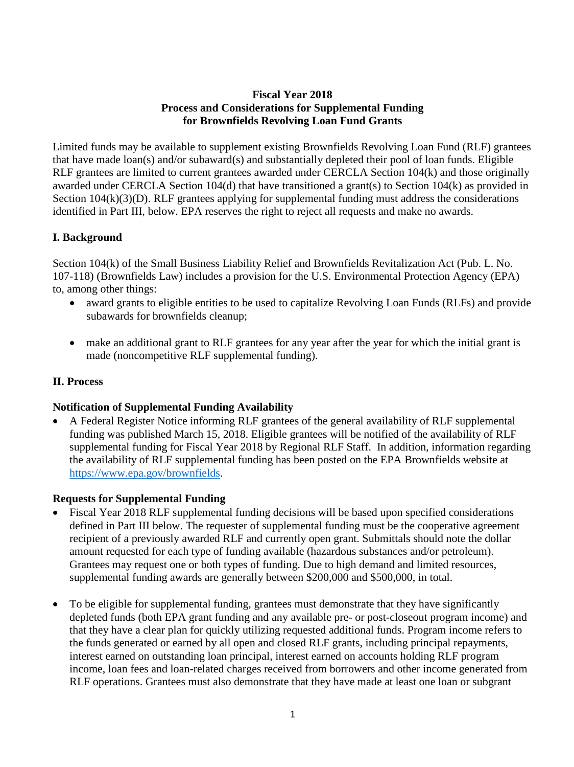# Fiscal Year 2018
# Process and Considerations for Supplemental Funding for Brownfields Revolving Loan Fund Grants

Limited funds may be available to supplement existing Brownfields Revolving Loan Fund (RLF) grantees that have made loan(s) and/or subaward(s) and substantially depleted their pool of loan funds. Eligible RLF grantees are limited to current grantees awarded under CERCLA Section 104(k) and those originally awarded under CERCLA Section 104(d) that have transitioned a grant(s) to Section 104(k) as provided in Section 104(k)(3)(D). RLF grantees applying for supplemental funding must address the considerations identified in Part III, below. EPA reserves the right to reject all requests and make no awards.

## I. Background

Section 104(k) of the Small Business Liability Relief and Brownfields Revitalization Act (Pub. L. No. 107-118) (Brownfields Law) includes a provision for the U.S. Environmental Protection Agency (EPA) to, among other things:

- award grants to eligible entities to be used to capitalize Revolving Loan Funds (RLFs) and provide subawards for brownfields cleanup;
- make an additional grant to RLF grantees for any year after the year for which the initial grant is made (noncompetitive RLF supplemental funding).

## II. Process

### Notification of Supplemental Funding Availability

- A Federal Register Notice informing RLF grantees of the general availability of RLF supplemental funding was published March 15, 2018. Eligible grantees will be notified of the availability of RLF supplemental funding for Fiscal Year 2018 by Regional RLF Staff. In addition, information regarding the availability of RLF supplemental funding has been posted on the EPA Brownfields website at [https://www.epa.gov/brownfields](https://www.epa.gov/brownfields).

### Requests for Supplemental Funding

- Fiscal Year 2018 RLF supplemental funding decisions will be based upon specified considerations defined in Part III below. The requester of supplemental funding must be the cooperative agreement recipient of a previously awarded RLF and currently open grant. Submittals should note the dollar amount requested for each type of funding available (hazardous substances and/or petroleum). Grantees may request one or both types of funding. Due to high demand and limited resources, supplemental funding awards are generally between $200,000 and $500,000, in total.
- To be eligible for supplemental funding, grantees must demonstrate that they have significantly depleted funds (both EPA grant funding and any available pre- or post-closeout program income) and that they have a clear plan for quickly utilizing requested additional funds. Program income refers to the funds generated or earned by all open and closed RLF grants, including principal repayments, interest earned on outstanding loan principal, interest earned on accounts holding RLF program income, loan fees and loan-related charges received from borrowers and other income generated from RLF operations. Grantees must also demonstrate that they have made at least one loan or subgrant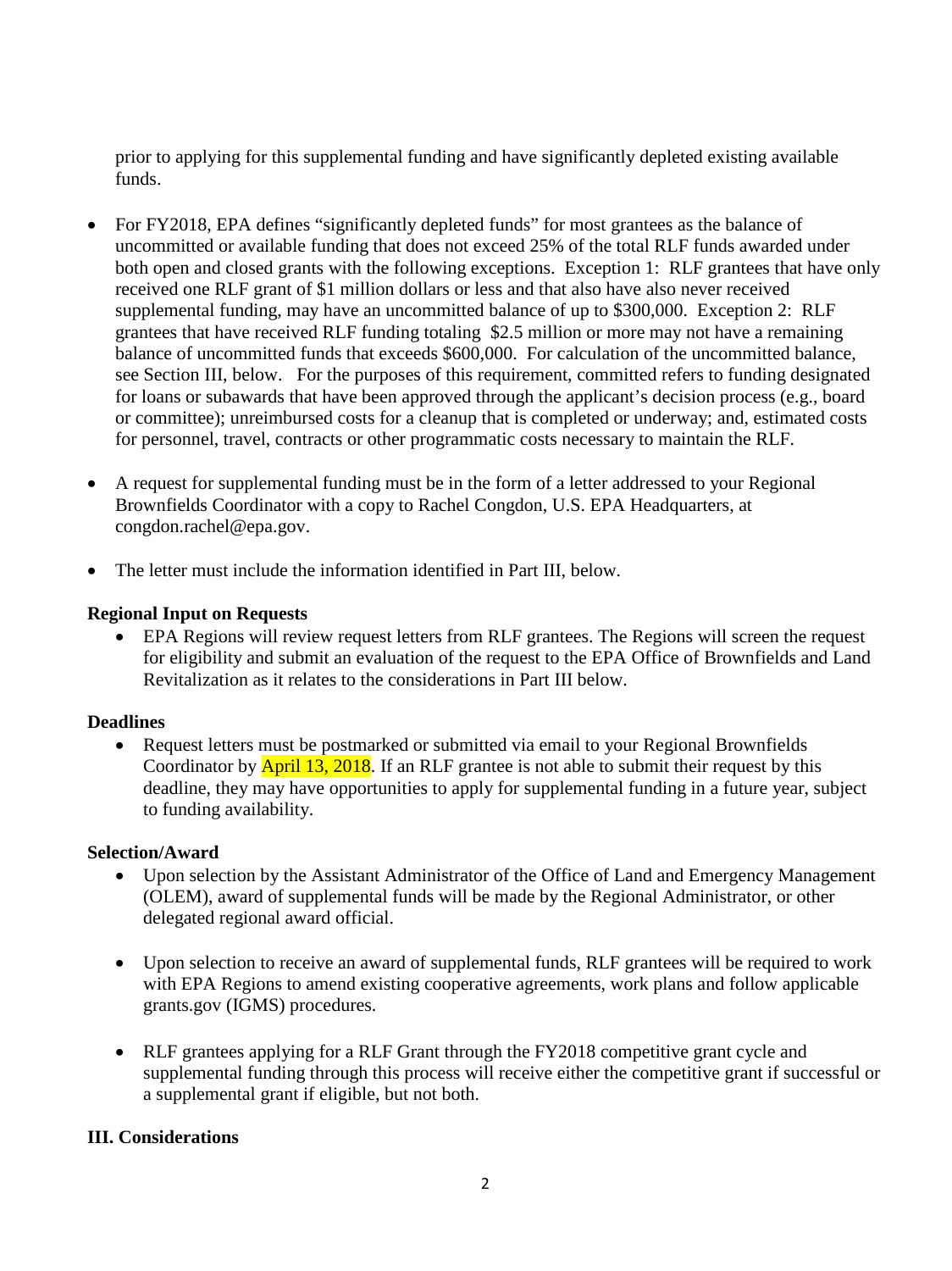prior to applying for this supplemental funding and have significantly depleted existing available funds.

- For FY2018, EPA defines "significantly depleted funds" for most grantees as the balance of uncommitted or available funding that does not exceed 25% of the total RLF funds awarded under both open and closed grants with the following exceptions. Exception 1: RLF grantees that have only received one RLF grant of $1 million dollars or less and that also have also never received supplemental funding, may have an uncommitted balance of up to $300,000. Exception 2: RLF grantees that have received RLF funding totaling $2.5 million or more may not have a remaining balance of uncommitted funds that exceeds $600,000. For calculation of the uncommitted balance, see Section III, below. For the purposes of this requirement, committed refers to funding designated for loans or subawards that have been approved through the applicant's decision process (e.g., board or committee); unreimbursed costs for a cleanup that is completed or underway; and, estimated costs for personnel, travel, contracts or other programmatic costs necessary to maintain the RLF.

- A request for supplemental funding must be in the form of a letter addressed to your Regional Brownfields Coordinator with a copy to Rachel Congdon, U.S. EPA Headquarters, at congdon.rachel@epa.gov.

- The letter must include the information identified in Part III, below.

**Regional Input on Requests**

- EPA Regions will review request letters from RLF grantees. The Regions will screen the request for eligibility and submit an evaluation of the request to the EPA Office of Brownfields and Land Revitalization as it relates to the considerations in Part III below.

**Deadlines**

- Request letters must be postmarked or submitted via email to your Regional Brownfields Coordinator by April 13, 2018. If an RLF grantee is not able to submit their request by this deadline, they may have opportunities to apply for supplemental funding in a future year, subject to funding availability.

**Selection/Award**

- Upon selection by the Assistant Administrator of the Office of Land and Emergency Management (OLEM), award of supplemental funds will be made by the Regional Administrator, or other delegated regional award official.

- Upon selection to receive an award of supplemental funds, RLF grantees will be required to work with EPA Regions to amend existing cooperative agreements, work plans and follow applicable grants.gov (IGMS) procedures.

- RLF grantees applying for a RLF Grant through the FY2018 competitive grant cycle and supplemental funding through this process will receive either the competitive grant if successful or a supplemental grant if eligible, but not both.

**III. Considerations**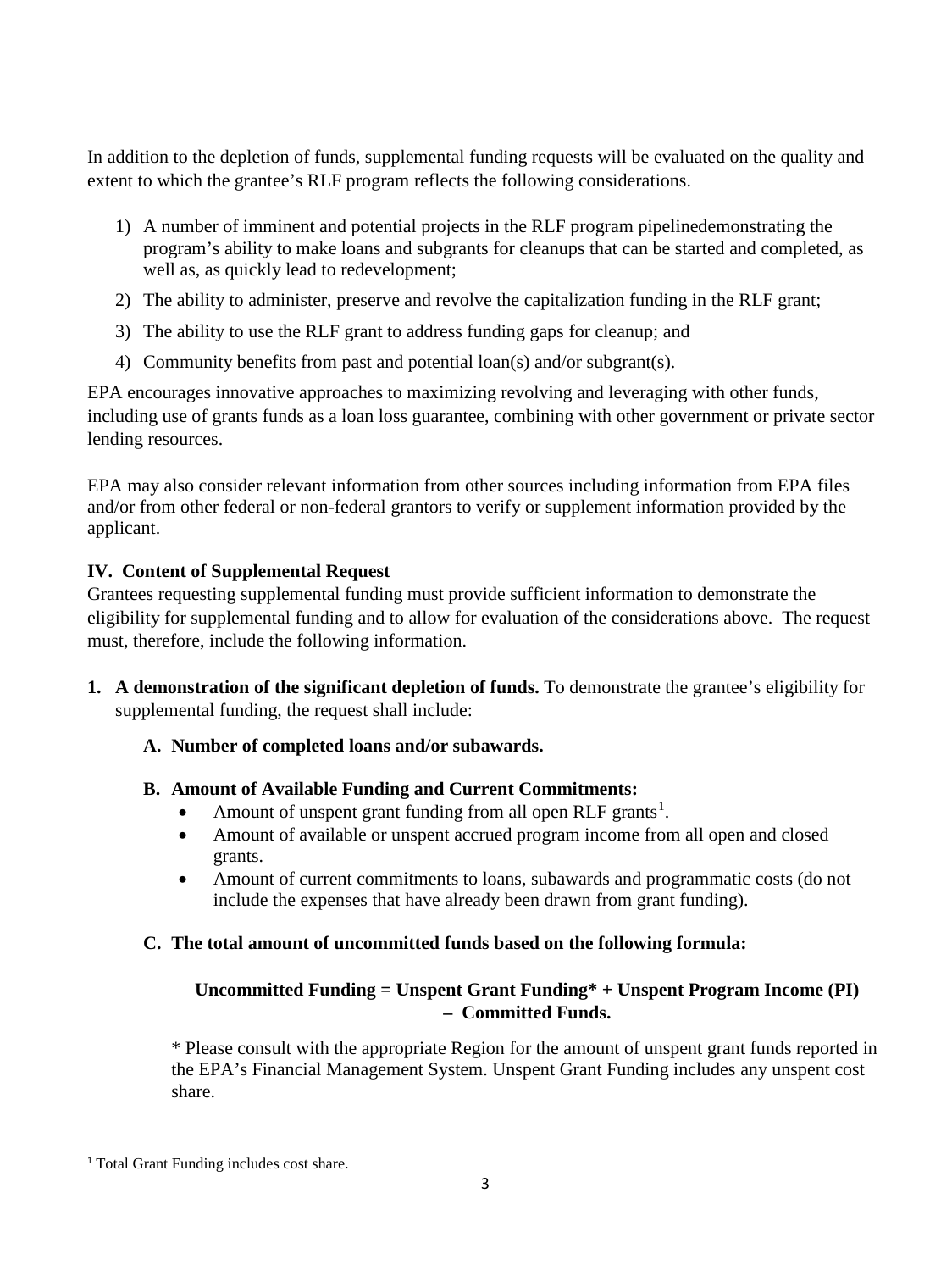In addition to the depletion of funds, supplemental funding requests will be evaluated on the quality and extent to which the grantee's RLF program reflects the following considerations.

1) A number of imminent and potential projects in the RLF program pipelinedemonstrating the program's ability to make loans and subgrants for cleanups that can be started and completed, as well as, as quickly lead to redevelopment;
2) The ability to administer, preserve and revolve the capitalization funding in the RLF grant;
3) The ability to use the RLF grant to address funding gaps for cleanup; and
4) Community benefits from past and potential loan(s) and/or subgrant(s).

EPA encourages innovative approaches to maximizing revolving and leveraging with other funds, including use of grants funds as a loan loss guarantee, combining with other government or private sector lending resources.

EPA may also consider relevant information from other sources including information from EPA files and/or from other federal or non-federal grantors to verify or supplement information provided by the applicant.

**IV. Content of Supplemental Request**

Grantees requesting supplemental funding must provide sufficient information to demonstrate the eligibility for supplemental funding and to allow for evaluation of the considerations above. The request must, therefore, include the following information.

1. **A demonstration of the significant depletion of funds.** To demonstrate the grantee's eligibility for supplemental funding, the request shall include:

   **A. Number of completed loans and/or subawards.**

   **B. Amount of Available Funding and Current Commitments:**

   - Amount of unspent grant funding from all open RLF grants[1].
   - Amount of available or unspent accrued program income from all open and closed grants.
   - Amount of current commitments to loans, subawards and programmatic costs (do not include the expenses that have already been drawn from grant funding).

   **C. The total amount of uncommitted funds based on the following formula:**

   **Uncommitted Funding = Unspent Grant Funding* + Unspent Program Income (PI) – Committed Funds.**

   * Please consult with the appropriate Region for the amount of unspent grant funds reported in the EPA's Financial Management System. Unspent Grant Funding includes any unspent cost share.

[1] Total Grant Funding includes cost share.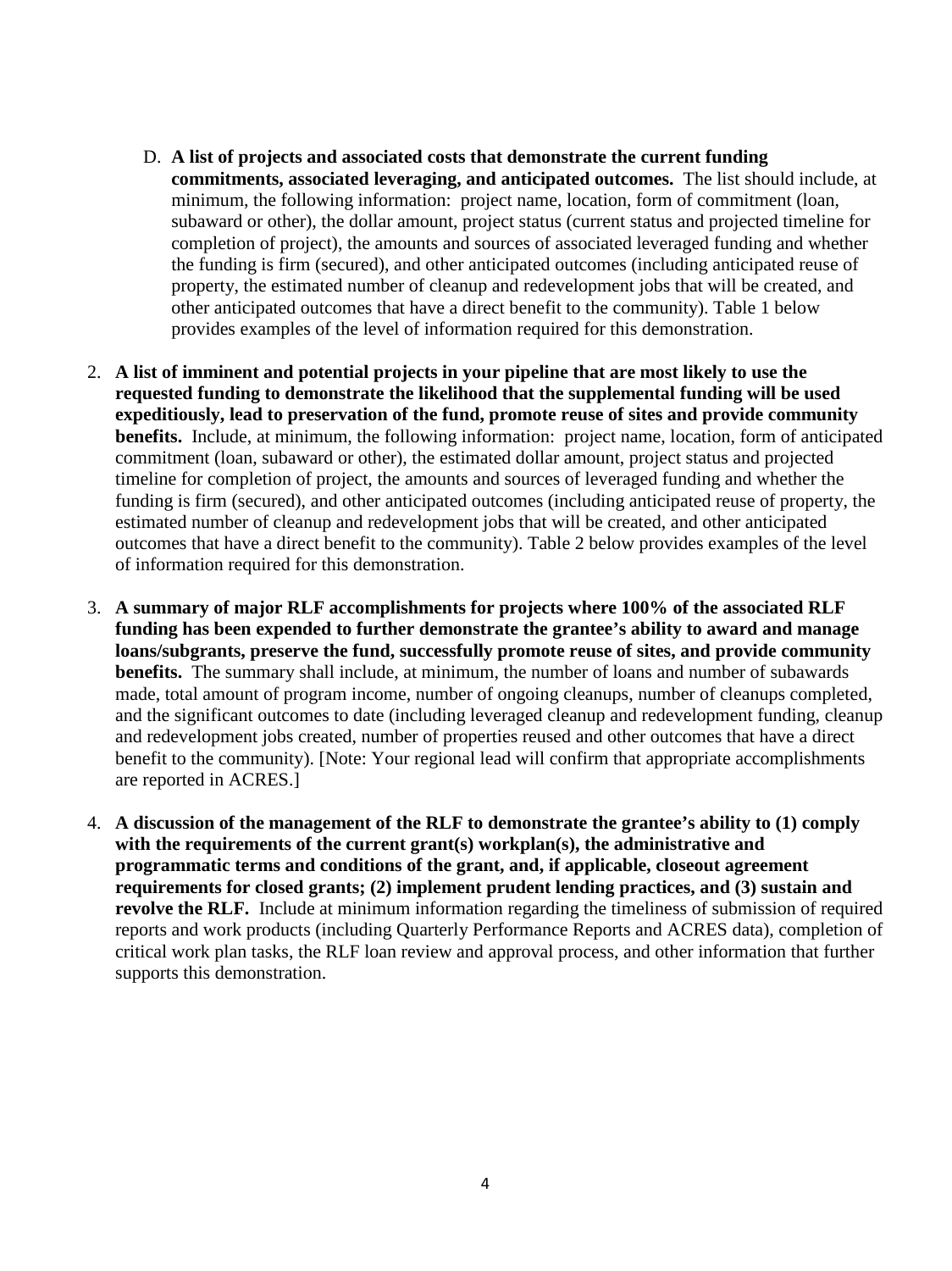D. **A list of projects and associated costs that demonstrate the current funding commitments, associated leveraging, and anticipated outcomes.** The list should include, at minimum, the following information: project name, location, form of commitment (loan, subaward or other), the dollar amount, project status (current status and projected timeline for completion of project), the amounts and sources of associated leveraged funding and whether the funding is firm (secured), and other anticipated outcomes (including anticipated reuse of property, the estimated number of cleanup and redevelopment jobs that will be created, and other anticipated outcomes that have a direct benefit to the community). Table 1 below provides examples of the level of information required for this demonstration.

2. **A list of imminent and potential projects in your pipeline that are most likely to use the requested funding to demonstrate the likelihood that the supplemental funding will be used expeditiously, lead to preservation of the fund, promote reuse of sites and provide community benefits.** Include, at minimum, the following information: project name, location, form of anticipated commitment (loan, subaward or other), the estimated dollar amount, project status and projected timeline for completion of project, the amounts and sources of leveraged funding and whether the funding is firm (secured), and other anticipated outcomes (including anticipated reuse of property, the estimated number of cleanup and redevelopment jobs that will be created, and other anticipated outcomes that have a direct benefit to the community). Table 2 below provides examples of the level of information required for this demonstration.

3. **A summary of major RLF accomplishments for projects where 100% of the associated RLF funding has been expended to further demonstrate the grantee's ability to award and manage loans/subgrants, preserve the fund, successfully promote reuse of sites, and provide community benefits.** The summary shall include, at minimum, the number of loans and number of subawards made, total amount of program income, number of ongoing cleanups, number of cleanups completed, and the significant outcomes to date (including leveraged cleanup and redevelopment funding, cleanup and redevelopment jobs created, number of properties reused and other outcomes that have a direct benefit to the community). [Note: Your regional lead will confirm that appropriate accomplishments are reported in ACRES.]

4. **A discussion of the management of the RLF to demonstrate the grantee's ability to (1) comply with the requirements of the current grant(s) workplan(s), the administrative and programmatic terms and conditions of the grant, and, if applicable, closeout agreement requirements for closed grants; (2) implement prudent lending practices, and (3) sustain and revolve the RLF.** Include at minimum information regarding the timeliness of submission of required reports and work products (including Quarterly Performance Reports and ACRES data), completion of critical work plan tasks, the RLF loan review and approval process, and other information that further supports this demonstration.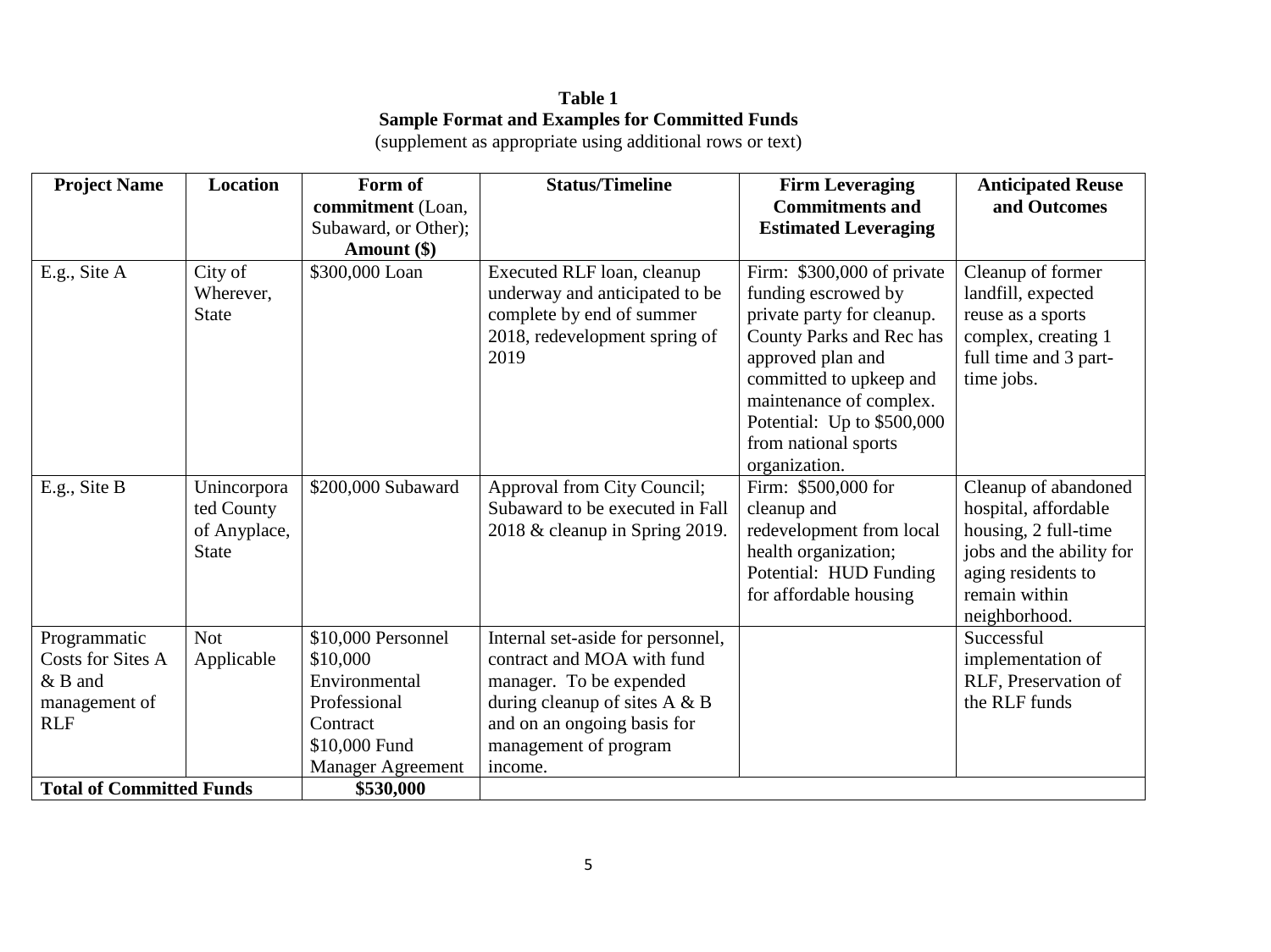**Table 1**
**Sample Format and Examples for Committed Funds**
(supplement as appropriate using additional rows or text)

| Project Name | Location | Form of commitment (Loan, Subaward, or Other); Amount ($) | Status/Timeline | Firm Leveraging Commitments and Estimated Leveraging | Anticipated Reuse and Outcomes |
|---|---|---|---|---|---|
| E.g., Site A | City of Wherever, State | $300,000 Loan | Executed RLF loan, cleanup underway and anticipated to be complete by end of summer 2018, redevelopment spring of 2019 | Firm: $300,000 of private funding escrowed by private party for cleanup. County Parks and Rec has approved plan and committed to upkeep and maintenance of complex. Potential: Up to $500,000 from national sports organization. | Cleanup of former landfill, expected reuse as a sports complex, creating 1 full time and 3 part-time jobs. |
| E.g., Site B | Unincorporated County of Anyplace, State | $200,000 Subaward | Approval from City Council; Subaward to be executed in Fall 2018 & cleanup in Spring 2019. | Firm: $500,000 for cleanup and redevelopment from local health organization; Potential: HUD Funding for affordable housing | Cleanup of abandoned hospital, affordable housing, 2 full-time jobs and the ability for aging residents to remain within neighborhood. |
| Programmatic Costs for Sites A & B and management of RLF | Not Applicable | $10,000 Personnel<br>$10,000 Environmental Professional Contract<br>$10,000 Fund Manager Agreement | Internal set-aside for personnel, contract and MOA with fund manager. To be expended during cleanup of sites A & B and on an ongoing basis for management of program income. | | Successful implementation of RLF, Preservation of the RLF funds |
| **Total of Committed Funds** | | **$530,000** | | | |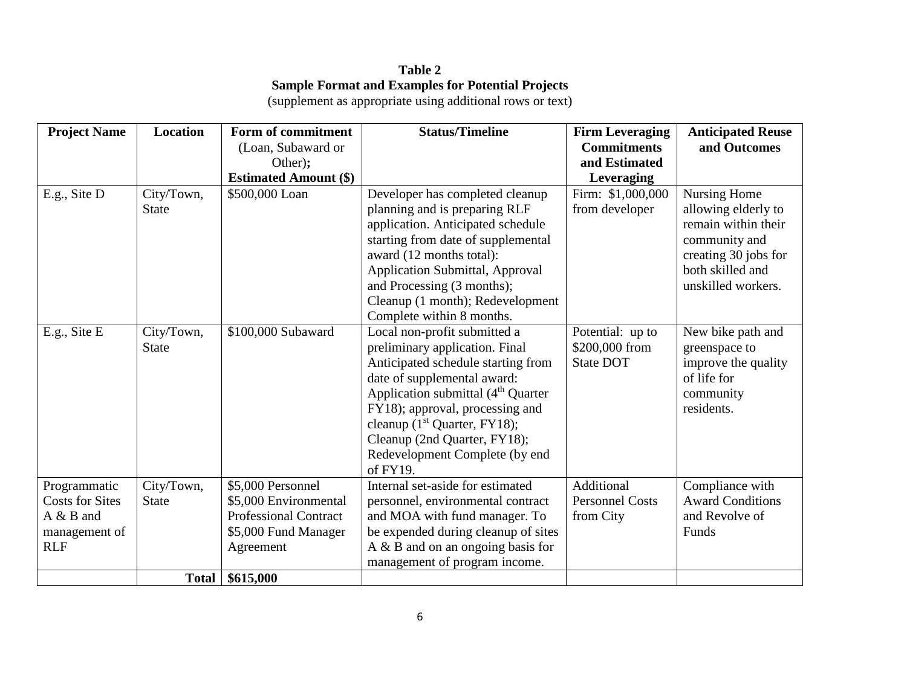**Table 2**
**Sample Format and Examples for Potential Projects**
(supplement as appropriate using additional rows or text)

| Project Name | Location | Form of commitment (Loan, Subaward or Other); Estimated Amount ($) | Status/Timeline | Firm Leveraging Commitments and Estimated Leveraging | Anticipated Reuse and Outcomes |
|---|---|---|---|---|---|
| E.g., Site D | City/Town, State | $500,000 Loan | Developer has completed cleanup planning and is preparing RLF application. Anticipated schedule starting from date of supplemental award (12 months total): Application Submittal, Approval and Processing (3 months); Cleanup (1 month); Redevelopment Complete within 8 months. | Firm: $1,000,000 from developer | Nursing Home allowing elderly to remain within their community and creating 30 jobs for both skilled and unskilled workers. |
| E.g., Site E | City/Town, State | $100,000 Subaward | Local non-profit submitted a preliminary application. Final Anticipated schedule starting from date of supplemental award: Application submittal (4th Quarter FY18); approval, processing and cleanup (1st Quarter, FY18); Cleanup (2nd Quarter, FY18); Redevelopment Complete (by end of FY19. | Potential: up to $200,000 from State DOT | New bike path and greenspace to improve the quality of life for community residents. |
| Programmatic Costs for Sites A & B and management of RLF | City/Town, State | $5,000 Personnel $5,000 Environmental Professional Contract $5,000 Fund Manager Agreement | Internal set-aside for estimated personnel, environmental contract and MOA with fund manager. To be expended during cleanup of sites A & B and on an ongoing basis for management of program income. | Additional Personnel Costs from City | Compliance with Award Conditions and Revolve of Funds |
| | **Total** | **$615,000** | | | |